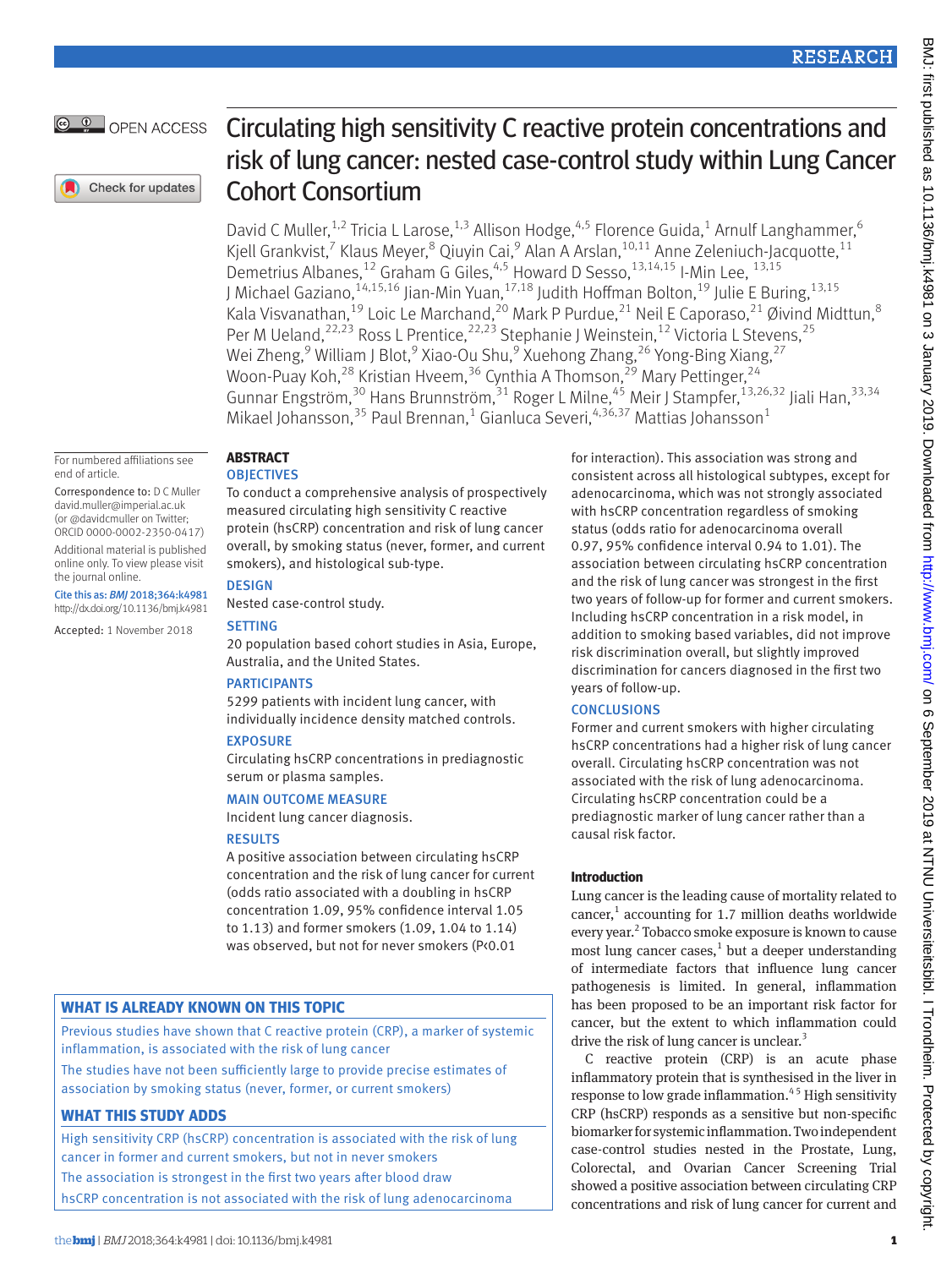# Circulating high sensitivity C reactive protein concentrations and risk of lung cancer: nested case-control study within Lung Cancer Cohort Consortium

David C Muller,[1,2] Tricia L Larose,[1,3] Allison Hodge,[4,5] Florence Guida,[1] Arnulf Langhammer,[6] Kjell Grankvist,[7] Klaus Meyer,[8] Qiuyin Cai,[9] Alan A Arslan,[10,11] Anne Zeleniuch-Jacquotte,[11] Demetrius Albanes,[12] Graham G Giles,[4,5] Howard D Sesso,[13,14,15] I-Min Lee,[13,15] J Michael Gaziano,[14,15,16] Jian-Min Yuan,[17,18] Judith Hoffman Bolton,[19] Julie E Buring,[13,15] Kala Visvanathan,[19] Loic Le Marchand,[20] Mark P Purdue,[21] Neil E Caporaso,[21] Øivind Midttun,[8] Per M Ueland,[22,23] Ross L Prentice,[22,23] Stephanie J Weinstein,[12] Victoria L Stevens,[25] Wei Zheng,[9] William J Blot,[9] Xiao-Ou Shu,[9] Xuehong Zhang,[26] Yong-Bing Xiang,[27] Woon-Puay Koh,[28] Kristian Hveem,[36] Cynthia A Thomson,[29] Mary Pettinger,[24] Gunnar Engström,[30] Hans Brunnström,[31] Roger L Milne,[45] Meir J Stampfer,[13,26,32] Jiali Han,[33,34] Mikael Johansson,[35] Paul Brennan,[1] Gianluca Severi,[4,36,37] Mattias Johansson[1]

For numbered affiliations see end of article.

Correspondence to: D C Muller david.muller@imperial.ac.uk (or @davidcmuller on Twitter; ORCID 0000-0002-2350-0417)

Additional material is published online only. To view please visit the journal online.

Cite this as: *BMJ* 2018;364:k4981 http://dx.doi.org/10.1136/bmj.k4981

Accepted: 1 November 2018

## ABSTRACT

### OBJECTIVES

To conduct a comprehensive analysis of prospectively measured circulating high sensitivity C reactive protein (hsCRP) concentration and risk of lung cancer overall, by smoking status (never, former, and current smokers), and histological sub-type.

### DESIGN

Nested case-control study.

### SETTING

20 population based cohort studies in Asia, Europe, Australia, and the United States.

### PARTICIPANTS

5299 patients with incident lung cancer, with individually incidence density matched controls.

### EXPOSURE

Circulating hsCRP concentrations in prediagnostic serum or plasma samples.

### MAIN OUTCOME MEASURE

Incident lung cancer diagnosis.

### RESULTS

A positive association between circulating hsCRP concentration and the risk of lung cancer for current (odds ratio associated with a doubling in hsCRP concentration 1.09, 95% confidence interval 1.05 to 1.13) and former smokers (1.09, 1.04 to 1.14) was observed, but not for never smokers (P<0.01 for interaction). This association was strong and consistent across all histological subtypes, except for adenocarcinoma, which was not strongly associated with hsCRP concentration regardless of smoking status (odds ratio for adenocarcinoma overall 0.97, 95% confidence interval 0.94 to 1.01). The association between circulating hsCRP concentration and the risk of lung cancer was strongest in the first two years of follow-up for former and current smokers. Including hsCRP concentration in a risk model, in addition to smoking based variables, did not improve risk discrimination overall, but slightly improved discrimination for cancers diagnosed in the first two years of follow-up.

### CONCLUSIONS

Former and current smokers with higher circulating hsCRP concentrations had a higher risk of lung cancer overall. Circulating hsCRP concentration was not associated with the risk of lung adenocarcinoma. Circulating hsCRP concentration could be a prediagnostic marker of lung cancer rather than a causal risk factor.

### WHAT IS ALREADY KNOWN ON THIS TOPIC

Previous studies have shown that C reactive protein (CRP), a marker of systemic inflammation, is associated with the risk of lung cancer

The studies have not been sufficiently large to provide precise estimates of association by smoking status (never, former, or current smokers)

### WHAT THIS STUDY ADDS

High sensitivity CRP (hsCRP) concentration is associated with the risk of lung cancer in former and current smokers, but not in never smokers

The association is strongest in the first two years after blood draw

hsCRP concentration is not associated with the risk of lung adenocarcinoma

## Introduction

Lung cancer is the leading cause of mortality related to cancer,[1] accounting for 1.7 million deaths worldwide every year.[2] Tobacco smoke exposure is known to cause most lung cancer cases,[1] but a deeper understanding of intermediate factors that influence lung cancer pathogenesis is limited. In general, inflammation has been proposed to be an important risk factor for cancer, but the extent to which inflammation could drive the risk of lung cancer is unclear.[3]

C reactive protein (CRP) is an acute phase inflammatory protein that is synthesised in the liver in response to low grade inflammation.[4,5] High sensitivity CRP (hsCRP) responds as a sensitive but non-specific biomarker for systemic inflammation. Two independent case-control studies nested in the Prostate, Lung, Colorectal, and Ovarian Cancer Screening Trial showed a positive association between circulating CRP concentrations and risk of lung cancer for current and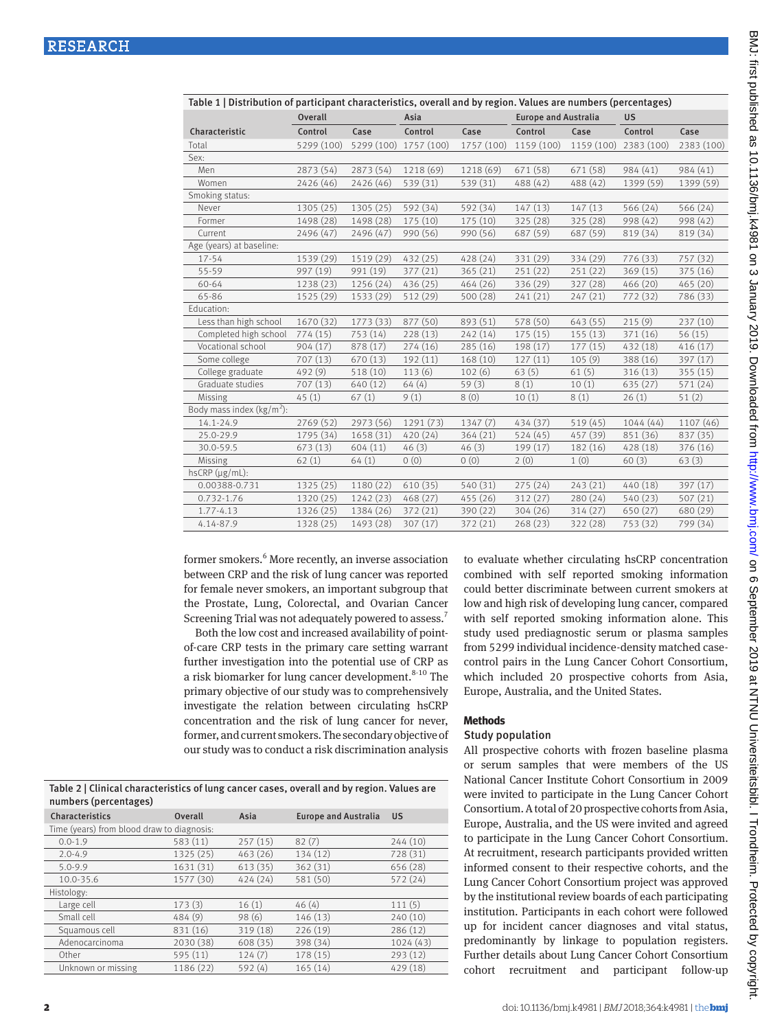**Table 1 | Distribution of participant characteristics, overall and by region. Values are numbers (percentages)**

| Characteristic | Overall | | Asia | | Europe and Australia | | US | |
|---|---|---|---|---|---|---|---|---|
| | Control | Case | Control | Case | Control | Case | Control | Case |
| Total | 5299 (100) | 5299 (100) | 1757 (100) | 1757 (100) | 1159 (100) | 1159 (100) | 2383 (100) | 2383 (100) |
| Sex: | | | | | | | | |
| Men | 2873 (54) | 2873 (54) | 1218 (69) | 1218 (69) | 671 (58) | 671 (58) | 984 (41) | 984 (41) |
| Women | 2426 (46) | 2426 (46) | 539 (31) | 539 (31) | 488 (42) | 488 (42) | 1399 (59) | 1399 (59) |
| Smoking status: | | | | | | | | |
| Never | 1305 (25) | 1305 (25) | 592 (34) | 592 (34) | 147 (13) | 147 (13 | 566 (24) | 566 (24) |
| Former | 1498 (28) | 1498 (28) | 175 (10) | 175 (10) | 325 (28) | 325 (28) | 998 (42) | 998 (42) |
| Current | 2496 (47) | 2496 (47) | 990 (56) | 990 (56) | 687 (59) | 687 (59) | 819 (34) | 819 (34) |
| Age (years) at baseline: | | | | | | | | |
| 17-54 | 1539 (29) | 1519 (29) | 432 (25) | 428 (24) | 331 (29) | 334 (29) | 776 (33) | 757 (32) |
| 55-59 | 997 (19) | 991 (19) | 377 (21) | 365 (21) | 251 (22) | 251 (22) | 369 (15) | 375 (16) |
| 60-64 | 1238 (23) | 1256 (24) | 436 (25) | 464 (26) | 336 (29) | 327 (28) | 466 (20) | 465 (20) |
| 65-86 | 1525 (29) | 1533 (29) | 512 (29) | 500 (28) | 241 (21) | 247 (21) | 772 (32) | 786 (33) |
| Education: | | | | | | | | |
| Less than high school | 1670 (32) | 1773 (33) | 877 (50) | 893 (51) | 578 (50) | 643 (55) | 215 (9) | 237 (10) |
| Completed high school | 774 (15) | 753 (14) | 228 (13) | 242 (14) | 175 (15) | 155 (13) | 371 (16) | 56 (15) |
| Vocational school | 904 (17) | 878 (17) | 274 (16) | 285 (16) | 198 (17) | 177 (15) | 432 (18) | 416 (17) |
| Some college | 707 (13) | 670 (13) | 192 (11) | 168 (10) | 127 (11) | 105 (9) | 388 (16) | 397 (17) |
| College graduate | 492 (9) | 518 (10) | 113 (6) | 102 (6) | 63 (5) | 61 (5) | 316 (13) | 355 (15) |
| Graduate studies | 707 (13) | 640 (12) | 64 (4) | 59 (3) | 8 (1) | 10 (1) | 635 (27) | 571 (24) |
| Missing | 45 (1) | 67 (1) | 9 (1) | 8 (0) | 10 (1) | 8 (1) | 26 (1) | 51 (2) |
| Body mass index (kg/m$^2$): | | | | | | | | |
| 14.1-24.9 | 2769 (52) | 2973 (56) | 1291 (73) | 1347 (7) | 434 (37) | 519 (45) | 1044 (44) | 1107 (46) |
| 25.0-29.9 | 1795 (34) | 1658 (31) | 420 (24) | 364 (21) | 524 (45) | 457 (39) | 851 (36) | 837 (35) |
| 30.0-59.5 | 673 (13) | 604 (11) | 46 (3) | 46 (3) | 199 (17) | 182 (16) | 428 (18) | 376 (16) |
| Missing | 62 (1) | 64 (1) | 0 (0) | 0 (0) | 2 (0) | 1 (0) | 60 (3) | 63 (3) |
| hsCRP (μg/mL): | | | | | | | | |
| 0.00388-0.731 | 1325 (25) | 1180 (22) | 610 (35) | 540 (31) | 275 (24) | 243 (21) | 440 (18) | 397 (17) |
| 0.732-1.76 | 1320 (25) | 1242 (23) | 468 (27) | 455 (26) | 312 (27) | 280 (24) | 540 (23) | 507 (21) |
| 1.77-4.13 | 1326 (25) | 1384 (26) | 372 (21) | 390 (22) | 304 (26) | 314 (27) | 650 (27) | 680 (29) |
| 4.14-87.9 | 1328 (25) | 1493 (28) | 307 (17) | 372 (21) | 268 (23) | 322 (28) | 753 (32) | 799 (34) |

former smokers.[6] More recently, an inverse association between CRP and the risk of lung cancer was reported for female never smokers, an important subgroup that the Prostate, Lung, Colorectal, and Ovarian Cancer Screening Trial was not adequately powered to assess.[7]

Both the low cost and increased availability of point-of-care CRP tests in the primary care setting warrant further investigation into the potential use of CRP as a risk biomarker for lung cancer development.[8-10] The primary objective of our study was to comprehensively investigate the relation between circulating hsCRP concentration and the risk of lung cancer for never, former, and current smokers. The secondary objective of our study was to conduct a risk discrimination analysis to evaluate whether circulating hsCRP concentration combined with self reported smoking information could better discriminate between current smokers at low and high risk of developing lung cancer, compared with self reported smoking information alone. This study used prediagnostic serum or plasma samples from 5299 individual incidence-density matched case-control pairs in the Lung Cancer Cohort Consortium, which included 20 prospective cohorts from Asia, Europe, Australia, and the United States.

**Table 2 | Clinical characteristics of lung cancer cases, overall and by region. Values are numbers (percentages)**

| Characteristics | Overall | Asia | Europe and Australia | US |
|---|---|---|---|---|
| Time (years) from blood draw to diagnosis: | | | | |
| 0.0-1.9 | 583 (11) | 257 (15) | 82 (7) | 244 (10) |
| 2.0-4.9 | 1325 (25) | 463 (26) | 134 (12) | 728 (31) |
| 5.0-9.9 | 1631 (31) | 613 (35) | 362 (31) | 656 (28) |
| 10.0-35.6 | 1577 (30) | 424 (24) | 581 (50) | 572 (24) |
| Histology: | | | | |
| Large cell | 173 (3) | 16 (1) | 46 (4) | 111 (5) |
| Small cell | 484 (9) | 98 (6) | 146 (13) | 240 (10) |
| Squamous cell | 831 (16) | 319 (18) | 226 (19) | 286 (12) |
| Adenocarcinoma | 2030 (38) | 608 (35) | 398 (34) | 1024 (43) |
| Other | 595 (11) | 124 (7) | 178 (15) | 293 (12) |
| Unknown or missing | 1186 (22) | 592 (4) | 165 (14) | 429 (18) |

## Methods

### Study population

All prospective cohorts with frozen baseline plasma or serum samples that were members of the US National Cancer Institute Cohort Consortium in 2009 were invited to participate in the Lung Cancer Cohort Consortium. A total of 20 prospective cohorts from Asia, Europe, Australia, and the US were invited and agreed to participate in the Lung Cancer Cohort Consortium. At recruitment, research participants provided written informed consent to their respective cohorts, and the Lung Cancer Cohort Consortium project was approved by the institutional review boards of each participating institution. Participants in each cohort were followed up for incident cancer diagnoses and vital status, predominantly by linkage to population registers. Further details about Lung Cancer Cohort Consortium cohort recruitment and participant follow-up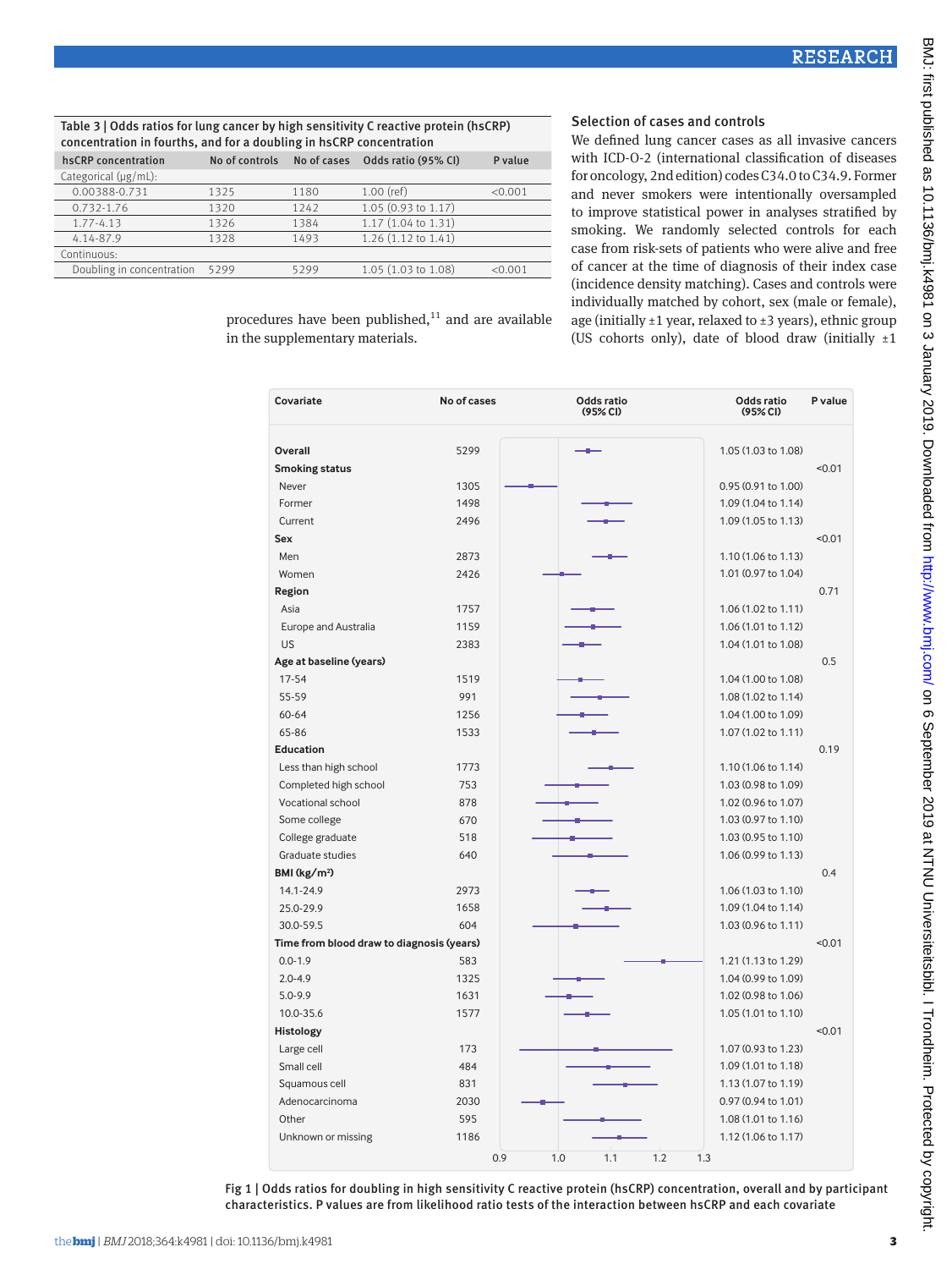Table 3 | Odds ratios for lung cancer by high sensitivity C reactive protein (hsCRP) concentration in fourths, and for a doubling in hsCRP concentration

| hsCRP concentration | No of controls | No of cases | Odds ratio (95% CI) | P value |
|---|---|---|---|---|
| Categorical (µg/mL): | | | | |
| 0.00388-0.731 | 1325 | 1180 | 1.00 (ref) | <0.001 |
| 0.732-1.76 | 1320 | 1242 | 1.05 (0.93 to 1.17) | |
| 1.77-4.13 | 1326 | 1384 | 1.17 (1.04 to 1.31) | |
| 4.14-87.9 | 1328 | 1493 | 1.26 (1.12 to 1.41) | |
| Continuous: | | | | |
| Doubling in concentration | 5299 | 5299 | 1.05 (1.03 to 1.08) | <0.001 |

procedures have been published,[11] and are available in the supplementary materials.

### Selection of cases and controls

We defined lung cancer cases as all invasive cancers with ICD-O-2 (international classification of diseases for oncology, 2nd edition) codes C34.0 to C34.9. Former and never smokers were intentionally oversampled to improve statistical power in analyses stratified by smoking. We randomly selected controls for each case from risk-sets of patients who were alive and free of cancer at the time of diagnosis of their index case (incidence density matching). Cases and controls were individually matched by cohort, sex (male or female), age (initially ±1 year, relaxed to ±3 years), ethnic group (US cohorts only), date of blood draw (initially ±1

| Covariate | No of cases | Odds ratio (95% CI) | P value |
|---|---|---|---|
| **Overall** | 5299 | 1.05 (1.03 to 1.08) | |
| **Smoking status** | | | <0.01 |
| Never | 1305 | 0.95 (0.91 to 1.00) | |
| Former | 1498 | 1.09 (1.04 to 1.14) | |
| Current | 2496 | 1.09 (1.05 to 1.13) | |
| **Sex** | | | <0.01 |
| Men | 2873 | 1.10 (1.06 to 1.13) | |
| Women | 2426 | 1.01 (0.97 to 1.04) | |
| **Region** | | | 0.71 |
| Asia | 1757 | 1.06 (1.02 to 1.11) | |
| Europe and Australia | 1159 | 1.06 (1.01 to 1.12) | |
| US | 2383 | 1.04 (1.01 to 1.08) | |
| **Age at baseline (years)** | | | 0.5 |
| 17-54 | 1519 | 1.04 (1.00 to 1.08) | |
| 55-59 | 991 | 1.08 (1.02 to 1.14) | |
| 60-64 | 1256 | 1.04 (1.00 to 1.09) | |
| 65-86 | 1533 | 1.07 (1.02 to 1.11) | |
| **Education** | | | 0.19 |
| Less than high school | 1773 | 1.10 (1.06 to 1.14) | |
| Completed high school | 753 | 1.03 (0.98 to 1.09) | |
| Vocational school | 878 | 1.02 (0.96 to 1.07) | |
| Some college | 670 | 1.03 (0.97 to 1.10) | |
| College graduate | 518 | 1.03 (0.95 to 1.10) | |
| Graduate studies | 640 | 1.06 (0.99 to 1.13) | |
| **BMI (kg/m²)** | | | 0.4 |
| 14.1-24.9 | 2973 | 1.06 (1.03 to 1.10) | |
| 25.0-29.9 | 1658 | 1.09 (1.04 to 1.14) | |
| 30.0-59.5 | 604 | 1.03 (0.96 to 1.11) | |
| **Time from blood draw to diagnosis (years)** | | | <0.01 |
| 0.0-1.9 | 583 | 1.21 (1.13 to 1.29) | |
| 2.0-4.9 | 1325 | 1.04 (0.99 to 1.09) | |
| 5.0-9.9 | 1631 | 1.02 (0.98 to 1.06) | |
| 10.0-35.6 | 1577 | 1.05 (1.01 to 1.10) | |
| **Histology** | | | <0.01 |
| Large cell | 173 | 1.07 (0.93 to 1.23) | |
| Small cell | 484 | 1.09 (1.01 to 1.18) | |
| Squamous cell | 831 | 1.13 (1.07 to 1.19) | |
| Adenocarcinoma | 2030 | 0.97 (0.94 to 1.01) | |
| Other | 595 | 1.08 (1.01 to 1.16) | |
| Unknown or missing | 1186 | 1.12 (1.06 to 1.17) | |

Fig 1 | Odds ratios for doubling in high sensitivity C reactive protein (hsCRP) concentration, overall and by participant characteristics. P values are from likelihood ratio tests of the interaction between hsCRP and each covariate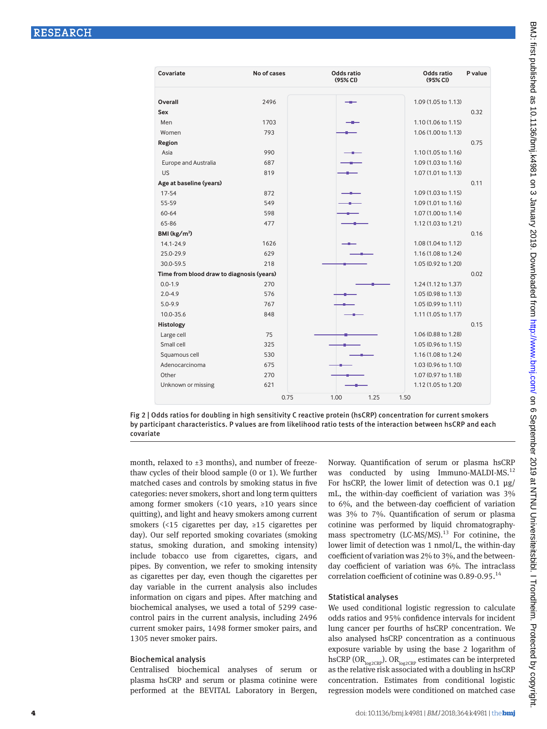| Covariate | No of cases | Odds ratio (95% CI) | P value |
|---|---|---|---|
| **Overall** | 2496 | 1.09 (1.05 to 1.13) | |
| **Sex** | | | 0.32 |
| Men | 1703 | 1.10 (1.06 to 1.15) | |
| Women | 793 | 1.06 (1.00 to 1.13) | |
| **Region** | | | 0.75 |
| Asia | 990 | 1.10 (1.05 to 1.16) | |
| Europe and Australia | 687 | 1.09 (1.03 to 1.16) | |
| US | 819 | 1.07 (1.01 to 1.13) | |
| **Age at baseline (years)** | | | 0.11 |
| 17-54 | 872 | 1.09 (1.03 to 1.15) | |
| 55-59 | 549 | 1.09 (1.01 to 1.16) | |
| 60-64 | 598 | 1.07 (1.00 to 1.14) | |
| 65-86 | 477 | 1.12 (1.03 to 1.21) | |
| **BMI (kg/m²)** | | | 0.16 |
| 14.1-24.9 | 1626 | 1.08 (1.04 to 1.12) | |
| 25.0-29.9 | 629 | 1.16 (1.08 to 1.24) | |
| 30.0-59.5 | 218 | 1.05 (0.92 to 1.20) | |
| **Time from blood draw to diagnosis (years)** | | | 0.02 |
| 0.0-1.9 | 270 | 1.24 (1.12 to 1.37) | |
| 2.0-4.9 | 576 | 1.05 (0.98 to 1.13) | |
| 5.0-9.9 | 767 | 1.05 (0.99 to 1.11) | |
| 10.0-35.6 | 848 | 1.11 (1.05 to 1.17) | |
| **Histology** | | | 0.15 |
| Large cell | 75 | 1.06 (0.88 to 1.28) | |
| Small cell | 325 | 1.05 (0.96 to 1.15) | |
| Squamous cell | 530 | 1.16 (1.08 to 1.24) | |
| Adenocarcinoma | 675 | 1.03 (0.96 to 1.10) | |
| Other | 270 | 1.07 (0.97 to 1.18) | |
| Unknown or missing | 621 | 1.12 (1.05 to 1.20) | |

Fig 2 | Odds ratios for doubling in high sensitivity C reactive protein (hsCRP) concentration for current smokers by participant characteristics. P values are from likelihood ratio tests of the interaction between hsCRP and each covariate

month, relaxed to ±3 months), and number of freeze-thaw cycles of their blood sample (0 or 1). We further matched cases and controls by smoking status in five categories: never smokers, short and long term quitters among former smokers (<10 years, ≥10 years since quitting), and light and heavy smokers among current smokers (<15 cigarettes per day, ≥15 cigarettes per day). Our self reported smoking covariates (smoking status, smoking duration, and smoking intensity) include tobacco use from cigarettes, cigars, and pipes. By convention, we refer to smoking intensity as cigarettes per day, even though the cigarettes per day variable in the current analysis also includes information on cigars and pipes. After matching and biochemical analyses, we used a total of 5299 case-control pairs in the current analysis, including 2496 current smoker pairs, 1498 former smoker pairs, and 1305 never smoker pairs.

### Biochemical analysis

Centralised biochemical analyses of serum or plasma hsCRP and serum or plasma cotinine were performed at the BEVITAL Laboratory in Bergen, Norway. Quantification of serum or plasma hsCRP was conducted by using Immuno-MALDI-MS.[12] For hsCRP, the lower limit of detection was 0.1 µg/mL, the within-day coefficient of variation was 3% to 6%, and the between-day coefficient of variation was 3% to 7%. Quantification of serum or plasma cotinine was performed by liquid chromatography-mass spectrometry (LC-MS/MS).[13] For cotinine, the lower limit of detection was 1 nmol/L, the within-day coefficient of variation was 2% to 3%, and the between-day coefficient of variation was 6%. The intraclass correlation coefficient of cotinine was 0.89-0.95.[14]

### Statistical analyses

We used conditional logistic regression to calculate odds ratios and 95% confidence intervals for incident lung cancer per fourths of hsCRP concentration. We also analysed hsCRP concentration as a continuous exposure variable by using the base 2 logarithm of hsCRP ($OR_{log2CRP}$). $OR_{log2CRP}$ estimates can be interpreted as the relative risk associated with a doubling in hsCRP concentration. Estimates from conditional logistic regression models were conditioned on matched case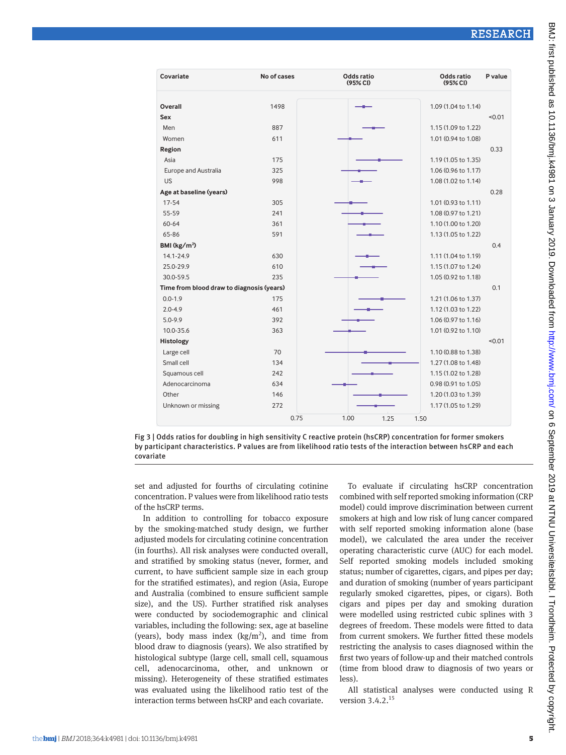Covariate
No of cases
Odds ratio (95% CI)
Odds ratio (95% CI)
P value

Overall 1498 1.09 (1.04 to 1.14)
Sex <0.01
Men 887 1.15 (1.09 to 1.22)
Women 611 1.01 (0.94 to 1.08)
Region 0.33
Asia 175 1.19 (1.05 to 1.35)
Europe and Australia 325 1.06 (0.96 to 1.17)
US 998 1.08 (1.02 to 1.14)
Age at baseline (years) 0.28
17-54 305 1.01 (0.93 to 1.11)
55-59 241 1.08 (0.97 to 1.21)
60-64 361 1.10 (1.00 to 1.20)
65-86 591 1.13 (1.05 to 1.22)
BMI (kg/m²) 0.4
14.1-24.9 630 1.11 (1.04 to 1.19)
25.0-29.9 610 1.15 (1.07 to 1.24)
30.0-59.5 235 1.05 (0.92 to 1.18)
Time from blood draw to diagnosis (years) 0.1
0.0-1.9 175 1.21 (1.06 to 1.37)
2.0-4.9 461 1.12 (1.03 to 1.22)
5.0-9.9 392 1.06 (0.97 to 1.16)
10.0-35.6 363 1.01 (0.92 to 1.10)
Histology <0.01
Large cell 70 1.10 (0.88 to 1.38)
Small cell 134 1.27 (1.08 to 1.48)
Squamous cell 242 1.15 (1.02 to 1.28)
Adenocarcinoma 634 0.98 (0.91 to 1.05)
Other 146 1.20 (1.03 to 1.39)
Unknown or missing 272 1.17 (1.05 to 1.29)

0.75 1.00 1.25 1.50

Fig 3 | Odds ratios for doubling in high sensitivity C reactive protein (hsCRP) concentration for former smokers by participant characteristics. P values are from likelihood ratio tests of the interaction between hsCRP and each covariate

set and adjusted for fourths of circulating cotinine concentration. P values were from likelihood ratio tests of the hsCRP terms.

In addition to controlling for tobacco exposure by the smoking-matched study design, we further adjusted models for circulating cotinine concentration (in fourths). All risk analyses were conducted overall, and stratified by smoking status (never, former, and current, to have sufficient sample size in each group for the stratified estimates), and region (Asia, Europe and Australia (combined to ensure sufficient sample size), and the US). Further stratified risk analyses were conducted by sociodemographic and clinical variables, including the following: sex, age at baseline (years), body mass index ($kg/m^2$), and time from blood draw to diagnosis (years). We also stratified by histological subtype (large cell, small cell, squamous cell, adenocarcinoma, other, and unknown or missing). Heterogeneity of these stratified estimates was evaluated using the likelihood ratio test of the interaction terms between hsCRP and each covariate.

To evaluate if circulating hsCRP concentration combined with self reported smoking information (CRP model) could improve discrimination between current smokers at high and low risk of lung cancer compared with self reported smoking information alone (base model), we calculated the area under the receiver operating characteristic curve (AUC) for each model. Self reported smoking models included smoking status; number of cigarettes, cigars, and pipes per day; and duration of smoking (number of years participant regularly smoked cigarettes, pipes, or cigars). Both cigars and pipes per day and smoking duration were modelled using restricted cubic splines with 3 degrees of freedom. These models were fitted to data from current smokers. We further fitted these models restricting the analysis to cases diagnosed within the first two years of follow-up and their matched controls (time from blood draw to diagnosis of two years or less).

All statistical analyses were conducted using R version 3.4.2.[15]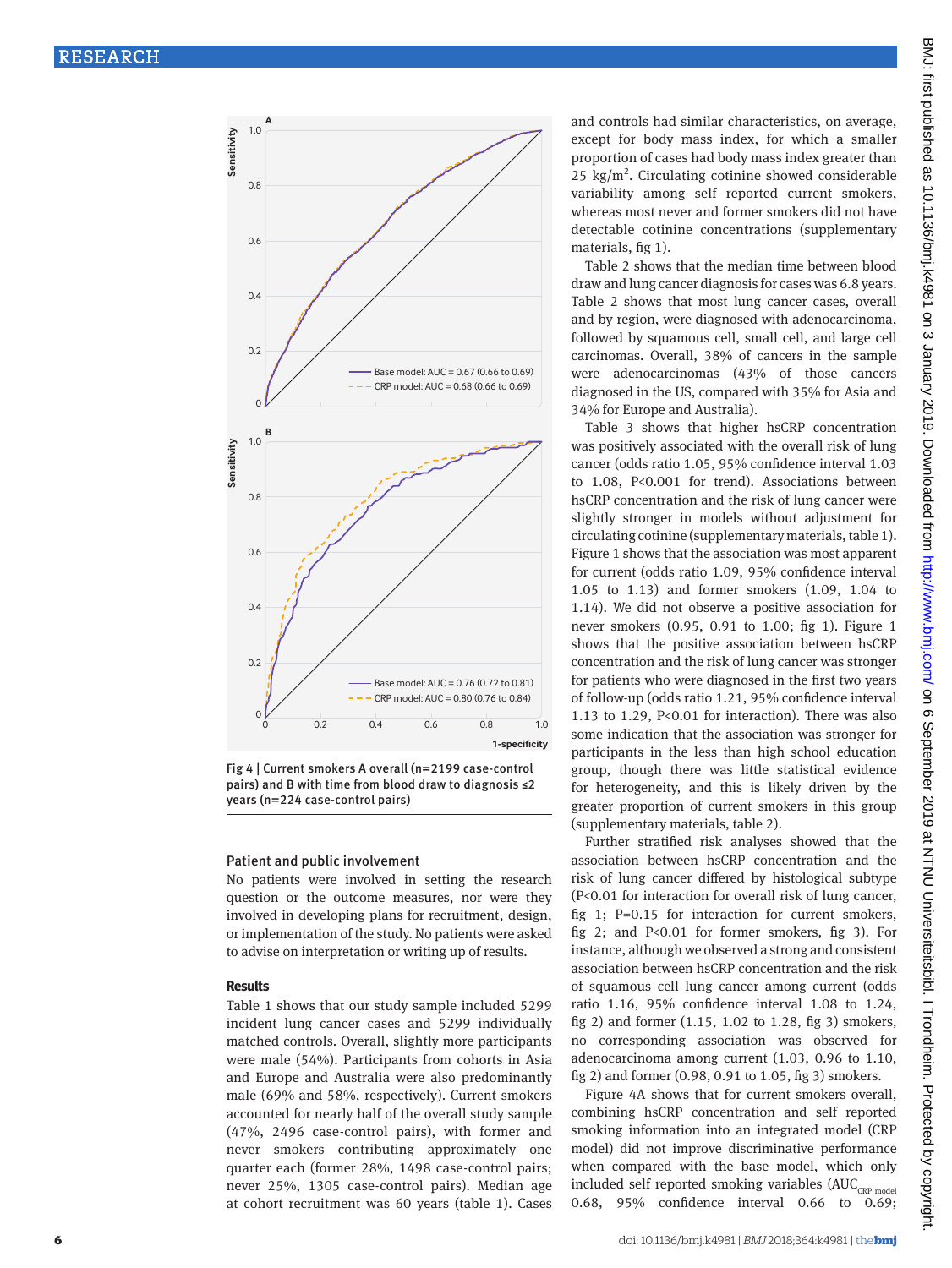Fig 4 | Current smokers A overall (n=2199 case-control pairs) and B with time from blood draw to diagnosis ≤2 years (n=224 case-control pairs)

## Patient and public involvement

No patients were involved in setting the research question or the outcome measures, nor were they involved in developing plans for recruitment, design, or implementation of the study. No patients were asked to advise on interpretation or writing up of results.

## Results

Table 1 shows that our study sample included 5299 incident lung cancer cases and 5299 individually matched controls. Overall, slightly more participants were male (54%). Participants from cohorts in Asia and Europe and Australia were also predominantly male (69% and 58%, respectively). Current smokers accounted for nearly half of the overall study sample (47%, 2496 case-control pairs), with former and never smokers contributing approximately one quarter each (former 28%, 1498 case-control pairs; never 25%, 1305 case-control pairs). Median age at cohort recruitment was 60 years (table 1). Cases and controls had similar characteristics, on average, except for body mass index, for which a smaller proportion of cases had body mass index greater than 25 kg/m$^2$. Circulating cotinine showed considerable variability among self reported current smokers, whereas most never and former smokers did not have detectable cotinine concentrations (supplementary materials, fig 1).

Table 2 shows that the median time between blood draw and lung cancer diagnosis for cases was 6.8 years. Table 2 shows that most lung cancer cases, overall and by region, were diagnosed with adenocarcinoma, followed by squamous cell, small cell, and large cell carcinomas. Overall, 38% of cancers in the sample were adenocarcinomas (43% of those cancers diagnosed in the US, compared with 35% for Asia and 34% for Europe and Australia).

Table 3 shows that higher hsCRP concentration was positively associated with the overall risk of lung cancer (odds ratio 1.05, 95% confidence interval 1.03 to 1.08, P<0.001 for trend). Associations between hsCRP concentration and the risk of lung cancer were slightly stronger in models without adjustment for circulating cotinine (supplementary materials, table 1). Figure 1 shows that the association was most apparent for current (odds ratio 1.09, 95% confidence interval 1.05 to 1.13) and former smokers (1.09, 1.04 to 1.14). We did not observe a positive association for never smokers (0.95, 0.91 to 1.00; fig 1). Figure 1 shows that the positive association between hsCRP concentration and the risk of lung cancer was stronger for patients who were diagnosed in the first two years of follow-up (odds ratio 1.21, 95% confidence interval 1.13 to 1.29, P<0.01 for interaction). There was also some indication that the association was stronger for participants in the less than high school education group, though there was little statistical evidence for heterogeneity, and this is likely driven by the greater proportion of current smokers in this group (supplementary materials, table 2).

Further stratified risk analyses showed that the association between hsCRP concentration and the risk of lung cancer differed by histological subtype (P<0.01 for interaction for overall risk of lung cancer, fig 1; P=0.15 for interaction for current smokers, fig 2; and P<0.01 for former smokers, fig 3). For instance, although we observed a strong and consistent association between hsCRP concentration and the risk of squamous cell lung cancer among current (odds ratio 1.16, 95% confidence interval 1.08 to 1.24, fig 2) and former (1.15, 1.02 to 1.28, fig 3) smokers, no corresponding association was observed for adenocarcinoma among current (1.03, 0.96 to 1.10, fig 2) and former (0.98, 0.91 to 1.05, fig 3) smokers.

Figure 4A shows that for current smokers overall, combining hsCRP concentration and self reported smoking information into an integrated model (CRP model) did not improve discriminative performance when compared with the base model, which only included self reported smoking variables ($AUC_{CRP\ model}$ 0.68, 95% confidence interval 0.66 to 0.69;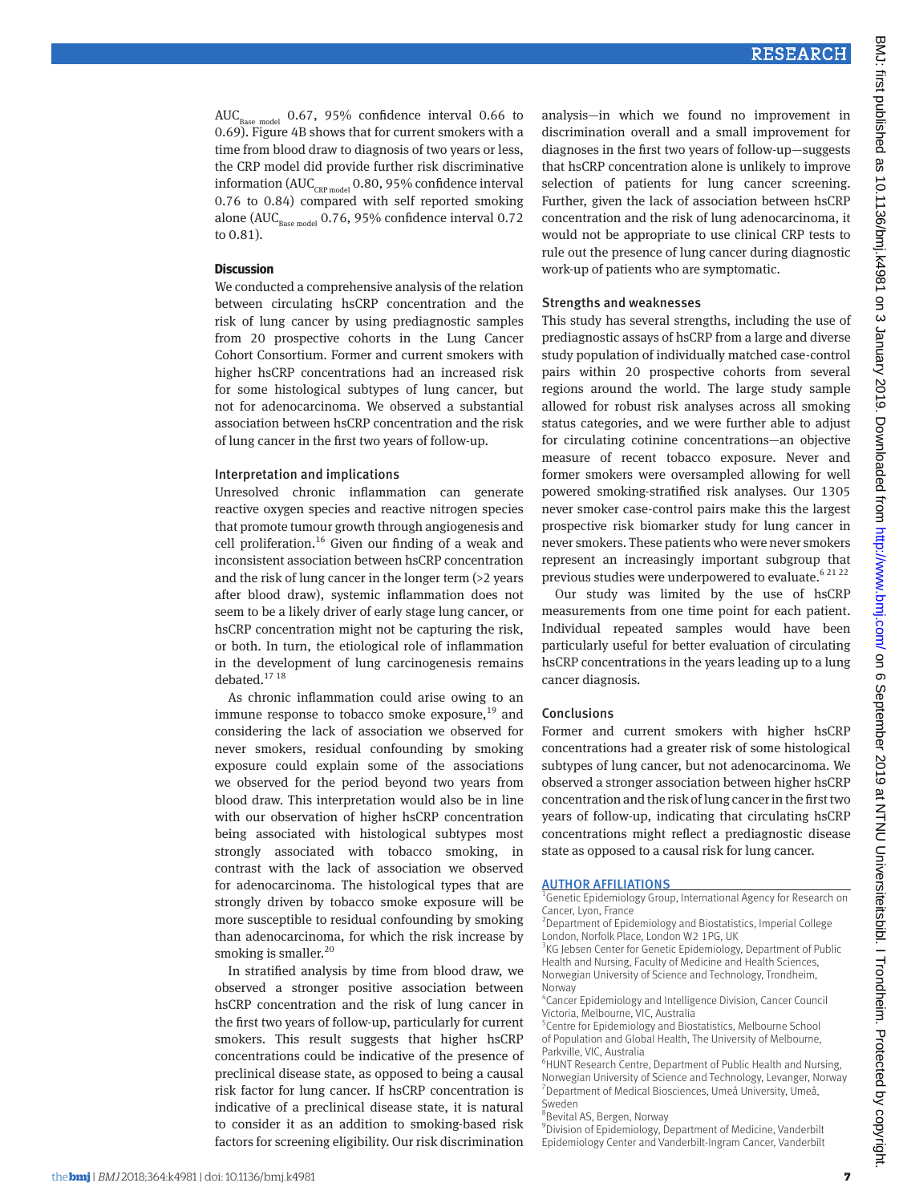$AUC_{Base\ model}$ 0.67, 95% confidence interval 0.66 to 0.69). Figure 4B shows that for current smokers with a time from blood draw to diagnosis of two years or less, the CRP model did provide further risk discriminative information ($AUC_{CRP\ model}$ 0.80, 95% confidence interval 0.76 to 0.84) compared with self reported smoking alone ($AUC_{Base\ model}$ 0.76, 95% confidence interval 0.72 to 0.81).

## Discussion

We conducted a comprehensive analysis of the relation between circulating hsCRP concentration and the risk of lung cancer by using prediagnostic samples from 20 prospective cohorts in the Lung Cancer Cohort Consortium. Former and current smokers with higher hsCRP concentrations had an increased risk for some histological subtypes of lung cancer, but not for adenocarcinoma. We observed a substantial association between hsCRP concentration and the risk of lung cancer in the first two years of follow-up.

### Interpretation and implications

Unresolved chronic inflammation can generate reactive oxygen species and reactive nitrogen species that promote tumour growth through angiogenesis and cell proliferation.[16] Given our finding of a weak and inconsistent association between hsCRP concentration and the risk of lung cancer in the longer term (>2 years after blood draw), systemic inflammation does not seem to be a likely driver of early stage lung cancer, or hsCRP concentration might not be capturing the risk, or both. In turn, the etiological role of inflammation in the development of lung carcinogenesis remains debated.[17 18]

As chronic inflammation could arise owing to an immune response to tobacco smoke exposure,[19] and considering the lack of association we observed for never smokers, residual confounding by smoking exposure could explain some of the associations we observed for the period beyond two years from blood draw. This interpretation would also be in line with our observation of higher hsCRP concentration being associated with histological subtypes most strongly associated with tobacco smoking, in contrast with the lack of association we observed for adenocarcinoma. The histological types that are strongly driven by tobacco smoke exposure will be more susceptible to residual confounding by smoking than adenocarcinoma, for which the risk increase by smoking is smaller.[20]

In stratified analysis by time from blood draw, we observed a stronger positive association between hsCRP concentration and the risk of lung cancer in the first two years of follow-up, particularly for current smokers. This result suggests that higher hsCRP concentrations could be indicative of the presence of preclinical disease state, as opposed to being a causal risk factor for lung cancer. If hsCRP concentration is indicative of a preclinical disease state, it is natural to consider it as an addition to smoking-based risk factors for screening eligibility. Our risk discrimination analysis—in which we found no improvement in discrimination overall and a small improvement for diagnoses in the first two years of follow-up—suggests that hsCRP concentration alone is unlikely to improve selection of patients for lung cancer screening. Further, given the lack of association between hsCRP concentration and the risk of lung adenocarcinoma, it would not be appropriate to use clinical CRP tests to rule out the presence of lung cancer during diagnostic work-up of patients who are symptomatic.

### Strengths and weaknesses

This study has several strengths, including the use of prediagnostic assays of hsCRP from a large and diverse study population of individually matched case-control pairs within 20 prospective cohorts from several regions around the world. The large study sample allowed for robust risk analyses across all smoking status categories, and we were further able to adjust for circulating cotinine concentrations—an objective measure of recent tobacco exposure. Never and former smokers were oversampled allowing for well powered smoking-stratified risk analyses. Our 1305 never smoker case-control pairs make this the largest prospective risk biomarker study for lung cancer in never smokers. These patients who were never smokers represent an increasingly important subgroup that previous studies were underpowered to evaluate.[6 21 22]

Our study was limited by the use of hsCRP measurements from one time point for each patient. Individual repeated samples would have been particularly useful for better evaluation of circulating hsCRP concentrations in the years leading up to a lung cancer diagnosis.

### Conclusions

Former and current smokers with higher hsCRP concentrations had a greater risk of some histological subtypes of lung cancer, but not adenocarcinoma. We observed a stronger association between higher hsCRP concentration and the risk of lung cancer in the first two years of follow-up, indicating that circulating hsCRP concentrations might reflect a prediagnostic disease state as opposed to a causal risk for lung cancer.

#### AUTHOR AFFILIATIONS

[1]Genetic Epidemiology Group, International Agency for Research on Cancer, Lyon, France
[2]Department of Epidemiology and Biostatistics, Imperial College London, Norfolk Place, London W2 1PG, UK
[3]KG Jebsen Center for Genetic Epidemiology, Department of Public Health and Nursing, Faculty of Medicine and Health Sciences, Norwegian University of Science and Technology, Trondheim, Norway
[4]Cancer Epidemiology and Intelligence Division, Cancer Council Victoria, Melbourne, VIC, Australia
[5]Centre for Epidemiology and Biostatistics, Melbourne School of Population and Global Health, The University of Melbourne, Parkville, VIC, Australia
[6]HUNT Research Centre, Department of Public Health and Nursing, Norwegian University of Science and Technology, Levanger, Norway
[7]Department of Medical Biosciences, Umeå University, Umeå, Sweden
[8]Bevital AS, Bergen, Norway
[9]Division of Epidemiology, Department of Medicine, Vanderbilt Epidemiology Center and Vanderbilt-Ingram Cancer, Vanderbilt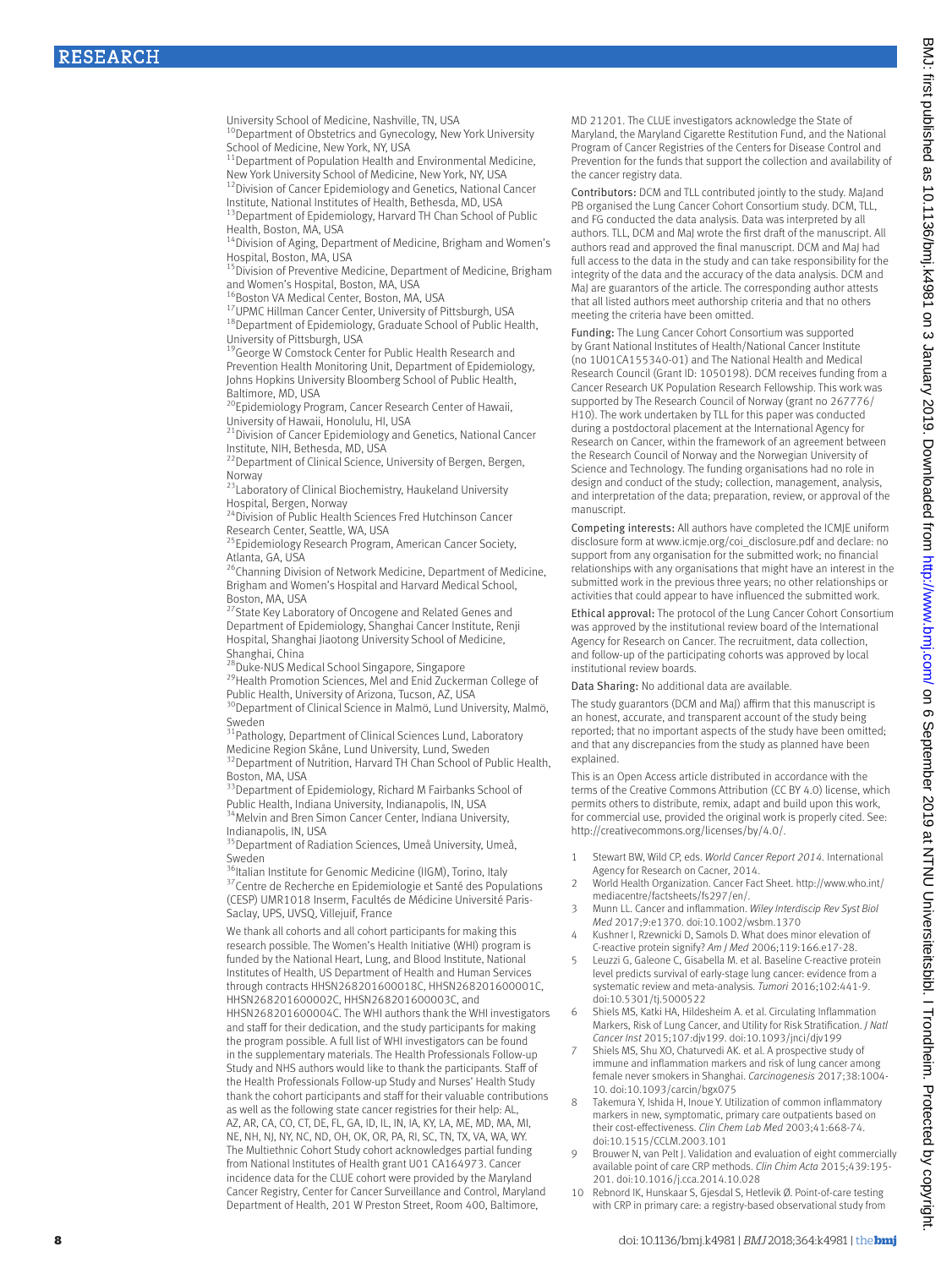University School of Medicine, Nashville, TN, USA

[10]Department of Obstetrics and Gynecology, New York University School of Medicine, New York, NY, USA

[11]Department of Population Health and Environmental Medicine, New York University School of Medicine, New York, NY, USA

[12]Division of Cancer Epidemiology and Genetics, National Cancer Institute, National Institutes of Health, Bethesda, MD, USA

[13]Department of Epidemiology, Harvard TH Chan School of Public Health, Boston, MA, USA

[14]Division of Aging, Department of Medicine, Brigham and Women's Hospital, Boston, MA, USA

[15]Division of Preventive Medicine, Department of Medicine, Brigham and Women's Hospital, Boston, MA, USA

[16]Boston VA Medical Center, Boston, MA, USA

[17]UPMC Hillman Cancer Center, University of Pittsburgh, USA

[18]Department of Epidemiology, Graduate School of Public Health, University of Pittsburgh, USA

[19]George W Comstock Center for Public Health Research and Prevention Health Monitoring Unit, Department of Epidemiology, Johns Hopkins University Bloomberg School of Public Health, Baltimore, MD, USA

[20]Epidemiology Program, Cancer Research Center of Hawaii, University of Hawaii, Honolulu, HI, USA

[21]Division of Cancer Epidemiology and Genetics, National Cancer Institute, NIH, Bethesda, MD, USA

[22]Department of Clinical Science, University of Bergen, Bergen, Norway

[23]Laboratory of Clinical Biochemistry, Haukeland University Hospital, Bergen, Norway

[24]Division of Public Health Sciences Fred Hutchinson Cancer Research Center, Seattle, WA, USA

[25]Epidemiology Research Program, American Cancer Society, Atlanta, GA, USA

[26]Channing Division of Network Medicine, Department of Medicine, Brigham and Women's Hospital and Harvard Medical School, Boston, MA, USA

[27]State Key Laboratory of Oncogene and Related Genes and Department of Epidemiology, Shanghai Cancer Institute, Renji Hospital, Shanghai Jiaotong University School of Medicine, Shanghai, China

[28]Duke-NUS Medical School Singapore, Singapore

[29]Health Promotion Sciences, Mel and Enid Zuckerman College of Public Health, University of Arizona, Tucson, AZ, USA

[30]Department of Clinical Science in Malmö, Lund University, Malmö, Sweden

[31]Pathology, Department of Clinical Sciences Lund, Laboratory Medicine Region Skåne, Lund University, Lund, Sweden

[32]Department of Nutrition, Harvard TH Chan School of Public Health, Boston, MA, USA

[33]Department of Epidemiology, Richard M Fairbanks School of Public Health, Indiana University, Indianapolis, IN, USA

[34]Melvin and Bren Simon Cancer Center, Indiana University, Indianapolis, IN, USA

[35]Department of Radiation Sciences, Umeå University, Umeå, Sweden

[36]Italian Institute for Genomic Medicine (IIGM), Torino, Italy

[37]Centre de Recherche en Epidemiologie et Santé des Populations (CESP) UMR1018 Inserm, Facultés de Médicine Université Paris-Saclay, UPS, UVSQ, Villejuif, France

We thank all cohorts and all cohort participants for making this research possible. The Women's Health Initiative (WHI) program is funded by the National Heart, Lung, and Blood Institute, National Institutes of Health, US Department of Health and Human Services through contracts HHSN268201600018C, HHSN268201600001C, HHSN268201600002C, HHSN268201600003C, and HHSN268201600004C. The WHI authors thank the WHI investigators and staff for their dedication, and the study participants for making the program possible. A full list of WHI investigators can be found in the supplementary materials. The Health Professionals Follow-up Study and NHS authors would like to thank the participants. Staff of the Health Professionals Follow-up Study and Nurses' Health Study thank the cohort participants and staff for their valuable contributions as well as the following state cancer registries for their help: AL, AZ, AR, CA, CO, CT, DE, FL, GA, ID, IL, IN, IA, KY, LA, ME, MD, MA, MI, NE, NH, NJ, NY, NC, ND, OH, OK, OR, PA, RI, SC, TN, TX, VA, WA, WY. The Multiethnic Cohort Study cohort acknowledges partial funding from National Institutes of Health grant U01 CA164973. Cancer incidence data for the CLUE cohort were provided by the Maryland Cancer Registry, Center for Cancer Surveillance and Control, Maryland Department of Health, 201 W Preston Street, Room 400, Baltimore, MD 21201. The CLUE investigators acknowledge the State of Maryland, the Maryland Cigarette Restitution Fund, and the National Program of Cancer Registries of the Centers for Disease Control and Prevention for the funds that support the collection and availability of the cancer registry data.

**Contributors:** DCM and TLL contributed jointly to the study. MaJand PB organised the Lung Cancer Cohort Consortium study. DCM, TLL, and FG conducted the data analysis. Data was interpreted by all authors. TLL, DCM and MaJ wrote the first draft of the manuscript. All authors read and approved the final manuscript. DCM and MaJ had full access to the data in the study and can take responsibility for the integrity of the data and the accuracy of the data analysis. DCM and MaJ are guarantors of the article. The corresponding author attests that all listed authors meet authorship criteria and that no others meeting the criteria have been omitted.

**Funding:** The Lung Cancer Cohort Consortium was supported by Grant National Institutes of Health/National Cancer Institute (no 1U01CA155340-01) and The National Health and Medical Research Council (Grant ID: 1050198). DCM receives funding from a Cancer Research UK Population Research Fellowship. This work was supported by The Research Council of Norway (grant no 267776/H10). The work undertaken by TLL for this paper was conducted during a postdoctoral placement at the International Agency for Research on Cancer, within the framework of an agreement between the Research Council of Norway and the Norwegian University of Science and Technology. The funding organisations had no role in design and conduct of the study; collection, management, analysis, and interpretation of the data; preparation, review, or approval of the manuscript.

**Competing interests:** All authors have completed the ICMJE uniform disclosure form at www.icmje.org/coi_disclosure.pdf and declare: no support from any organisation for the submitted work; no financial relationships with any organisations that might have an interest in the submitted work in the previous three years; no other relationships or activities that could appear to have influenced the submitted work.

**Ethical approval:** The protocol of the Lung Cancer Cohort Consortium was approved by the institutional review board of the International Agency for Research on Cancer. The recruitment, data collection, and follow-up of the participating cohorts was approved by local institutional review boards.

**Data Sharing:** No additional data are available.

The study guarantors (DCM and MaJ) affirm that this manuscript is an honest, accurate, and transparent account of the study being reported; that no important aspects of the study have been omitted; and that any discrepancies from the study as planned have been explained.

This is an Open Access article distributed in accordance with the terms of the Creative Commons Attribution (CC BY 4.0) license, which permits others to distribute, remix, adapt and build upon this work, for commercial use, provided the original work is properly cited. See: http://creativecommons.org/licenses/by/4.0/.

1. Stewart BW, Wild CP, eds. *World Cancer Report 2014*. International Agency for Research on Cacner, 2014.
2. World Health Organization. Cancer Fact Sheet. http://www.who.int/mediacentre/factsheets/fs297/en/.
3. Munn LL. Cancer and inflammation. *Wiley Interdiscip Rev Syst Biol Med* 2017;9:e1370. doi:10.1002/wsbm.1370
4. Kushner I, Rzewnicki D, Samols D. What does minor elevation of C-reactive protein signify? *Am J Med* 2006;119:166.e17-28.
5. Leuzzi G, Galeone C, Gisabella M. et al. Baseline C-reactive protein level predicts survival of early-stage lung cancer: evidence from a systematic review and meta-analysis. *Tumori* 2016;102:441-9. doi:10.5301/tj.5000522
6. Shiels MS, Katki HA, Hildesheim A. et al. Circulating Inflammation Markers, Risk of Lung Cancer, and Utility for Risk Stratification. *J Natl Cancer Inst* 2015;107:djv199. doi:10.1093/jnci/djv199
7. Shiels MS, Shu XO, Chaturvedi AK. et al. A prospective study of immune and inflammation markers and risk of lung cancer among female never smokers in Shanghai. *Carcinogenesis* 2017;38:1004-10. doi:10.1093/carcin/bgx075
8. Takemura Y, Ishida H, Inoue Y. Utilization of common inflammatory markers in new, symptomatic, primary care outpatients based on their cost-effectiveness. *Clin Chem Lab Med* 2003;41:668-74. doi:10.1515/CCLM.2003.101
9. Brouwer N, van Pelt J. Validation and evaluation of eight commercially available point of care CRP methods. *Clin Chim Acta* 2015;439:195-201. doi:10.1016/j.cca.2014.10.028
10. Rebnord IK, Hunskaar S, Gjesdal S, Hetlevik Ø. Point-of-care testing with CRP in primary care: a registry-based observational study from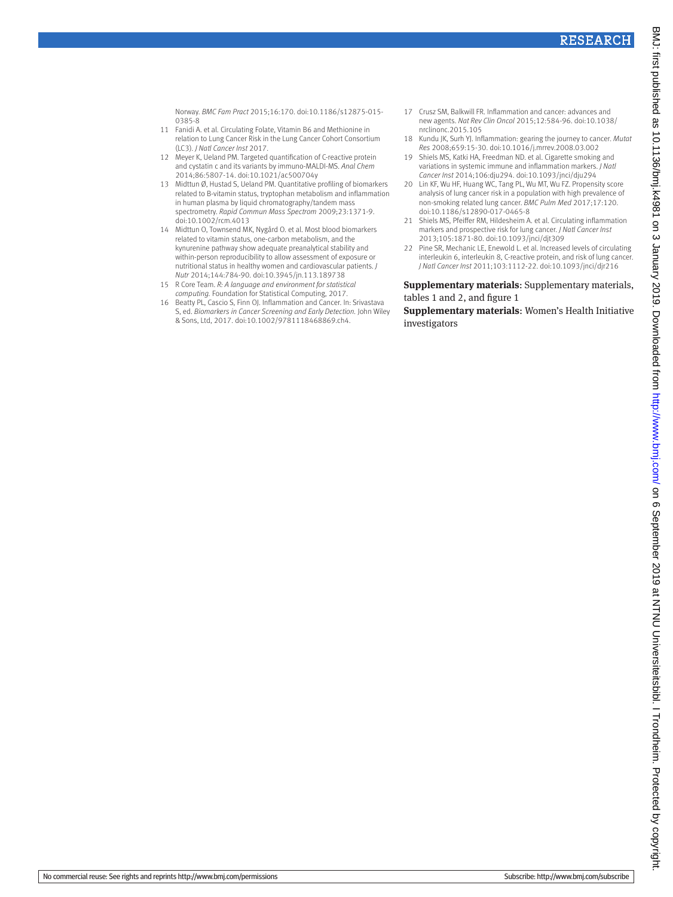Norway. *BMC Fam Pract* 2015;16:170. doi:10.1186/s12875-015-0385-8

11 Fanidi A. et al. Circulating Folate, Vitamin B6 and Methionine in relation to Lung Cancer Risk in the Lung Cancer Cohort Consortium (LC3). *J Natl Cancer Inst* 2017.

12 Meyer K, Ueland PM. Targeted quantification of C-reactive protein and cystatin c and its variants by immuno-MALDI-MS. *Anal Chem* 2014;86:5807-14. doi:10.1021/ac500704y

13 Midttun Ø, Hustad S, Ueland PM. Quantitative profiling of biomarkers related to B-vitamin status, tryptophan metabolism and inflammation in human plasma by liquid chromatography/tandem mass spectrometry. *Rapid Commun Mass Spectrom* 2009;23:1371-9. doi:10.1002/rcm.4013

14 Midttun O, Townsend MK, Nygård O. et al. Most blood biomarkers related to vitamin status, one-carbon metabolism, and the kynurenine pathway show adequate preanalytical stability and within-person reproducibility to allow assessment of exposure or nutritional status in healthy women and cardiovascular patients. *J Nutr* 2014;144:784-90. doi:10.3945/jn.113.189738

15 R Core Team. *R: A language and environment for statistical computing.* Foundation for Statistical Computing, 2017.

16 Beatty PL, Cascio S, Finn OJ. Inflammation and Cancer. In: Srivastava S, ed. *Biomarkers in Cancer Screening and Early Detection.* John Wiley & Sons, Ltd, 2017. doi:10.1002/9781118468869.ch4.

17 Crusz SM, Balkwill FR. Inflammation and cancer: advances and new agents. *Nat Rev Clin Oncol* 2015;12:584-96. doi:10.1038/nrclinonc.2015.105

18 Kundu JK, Surh YJ. Inflammation: gearing the journey to cancer. *Mutat Res* 2008;659:15-30. doi:10.1016/j.mrrev.2008.03.002

19 Shiels MS, Katki HA, Freedman ND. et al. Cigarette smoking and variations in systemic immune and inflammation markers. *J Natl Cancer Inst* 2014;106:dju294. doi:10.1093/jnci/dju294

20 Lin KF, Wu HF, Huang WC, Tang PL, Wu MT, Wu FZ. Propensity score analysis of lung cancer risk in a population with high prevalence of non-smoking related lung cancer. *BMC Pulm Med* 2017;17:120. doi:10.1186/s12890-017-0465-8

21 Shiels MS, Pfeiffer RM, Hildesheim A. et al. Circulating inflammation markers and prospective risk for lung cancer. *J Natl Cancer Inst* 2013;105:1871-80. doi:10.1093/jnci/djt309

22 Pine SR, Mechanic LE, Enewold L. et al. Increased levels of circulating interleukin 6, interleukin 8, C-reactive protein, and risk of lung cancer. *J Natl Cancer Inst* 2011;103:1112-22. doi:10.1093/jnci/djr216

**Supplementary materials:** Supplementary materials, tables 1 and 2, and figure 1

**Supplementary materials:** Women's Health Initiative investigators